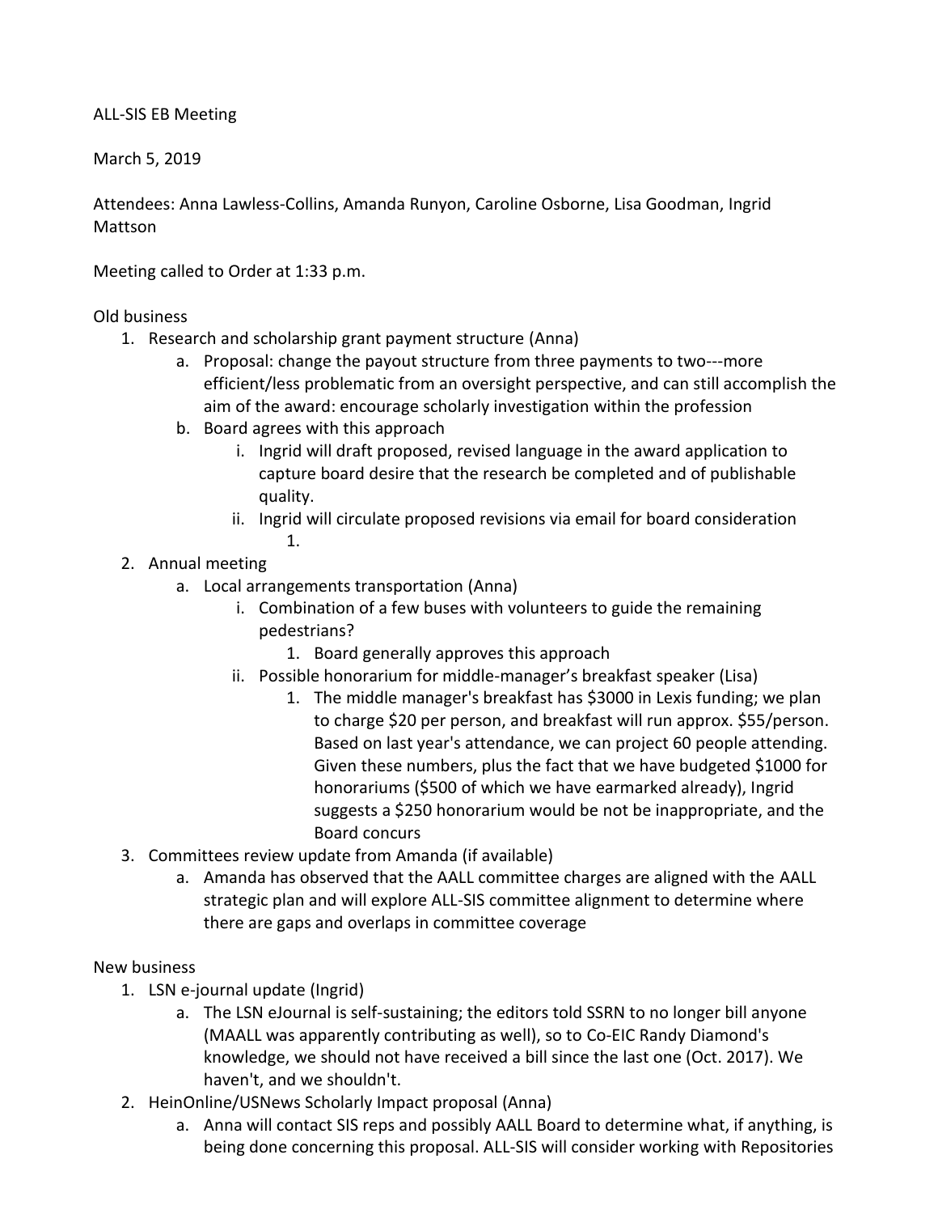ALL-SIS EB Meeting

March 5, 2019

Attendees: Anna Lawless-Collins, Amanda Runyon, Caroline Osborne, Lisa Goodman, Ingrid Mattson

Meeting called to Order at 1:33 p.m.

Old business

1. Research and scholarship grant payment structure (Anna)
   a. Proposal: change the payout structure from three payments to two---more efficient/less problematic from an oversight perspective, and can still accomplish the aim of the award: encourage scholarly investigation within the profession
   b. Board agrees with this approach
      i. Ingrid will draft proposed, revised language in the award application to capture board desire that the research be completed and of publishable quality.
      ii. Ingrid will circulate proposed revisions via email for board consideration
         1.
2. Annual meeting
   a. Local arrangements transportation (Anna)
      i. Combination of a few buses with volunteers to guide the remaining pedestrians?
         1. Board generally approves this approach
      ii. Possible honorarium for middle-manager's breakfast speaker (Lisa)
         1. The middle manager's breakfast has $3000 in Lexis funding; we plan to charge $20 per person, and breakfast will run approx. $55/person. Based on last year's attendance, we can project 60 people attending. Given these numbers, plus the fact that we have budgeted $1000 for honorariums ($500 of which we have earmarked already), Ingrid suggests a $250 honorarium would be not be inappropriate, and the Board concurs
3. Committees review update from Amanda (if available)
   a. Amanda has observed that the AALL committee charges are aligned with the AALL strategic plan and will explore ALL-SIS committee alignment to determine where there are gaps and overlaps in committee coverage

New business

1. LSN e-journal update (Ingrid)
   a. The LSN eJournal is self-sustaining; the editors told SSRN to no longer bill anyone (MAALL was apparently contributing as well), so to Co-EIC Randy Diamond's knowledge, we should not have received a bill since the last one (Oct. 2017). We haven't, and we shouldn't.
2. HeinOnline/USNews Scholarly Impact proposal (Anna)
   a. Anna will contact SIS reps and possibly AALL Board to determine what, if anything, is being done concerning this proposal. ALL-SIS will consider working with Repositories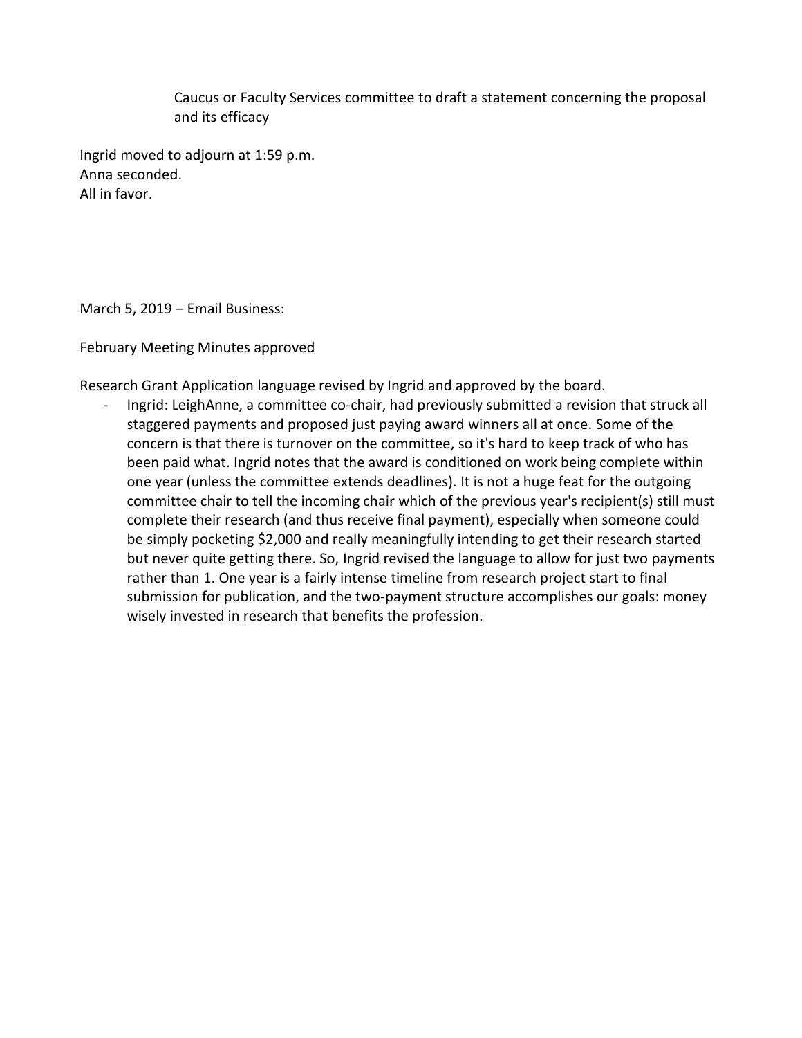Caucus or Faculty Services committee to draft a statement concerning the proposal and its efficacy

Ingrid moved to adjourn at 1:59 p.m.
Anna seconded.
All in favor.

March 5, 2019 – Email Business:

February Meeting Minutes approved

Research Grant Application language revised by Ingrid and approved by the board.

- Ingrid: LeighAnne, a committee co-chair, had previously submitted a revision that struck all staggered payments and proposed just paying award winners all at once. Some of the concern is that there is turnover on the committee, so it's hard to keep track of who has been paid what. Ingrid notes that the award is conditioned on work being complete within one year (unless the committee extends deadlines). It is not a huge feat for the outgoing committee chair to tell the incoming chair which of the previous year's recipient(s) still must complete their research (and thus receive final payment), especially when someone could be simply pocketing $2,000 and really meaningfully intending to get their research started but never quite getting there. So, Ingrid revised the language to allow for just two payments rather than 1. One year is a fairly intense timeline from research project start to final submission for publication, and the two-payment structure accomplishes our goals: money wisely invested in research that benefits the profession.